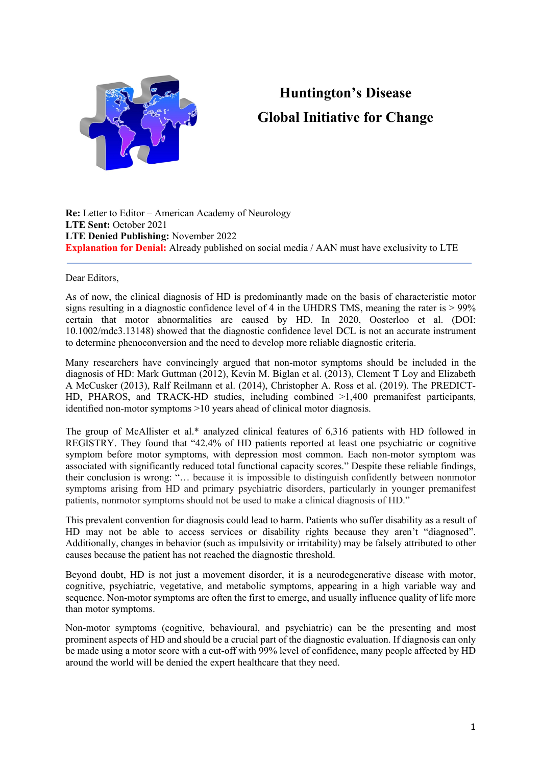# Huntington's Disease

# Global Initiative for Change

**Re:** Letter to Editor – American Academy of Neurology
**LTE Sent:** October 2021
**LTE Denied Publishing:** November 2022
**Explanation for Denial:** Already published on social media / AAN must have exclusivity to LTE

---

Dear Editors,

As of now, the clinical diagnosis of HD is predominantly made on the basis of characteristic motor signs resulting in a diagnostic confidence level of 4 in the UHDRS TMS, meaning the rater is > 99% certain that motor abnormalities are caused by HD. In 2020, Oosterloo et al. (DOI: 10.1002/mdc3.13148) showed that the diagnostic confidence level DCL is not an accurate instrument to determine phenoconversion and the need to develop more reliable diagnostic criteria.

Many researchers have convincingly argued that non-motor symptoms should be included in the diagnosis of HD: Mark Guttman (2012), Kevin M. Biglan et al. (2013), Clement T Loy and Elizabeth A McCusker (2013), Ralf Reilmann et al. (2014), Christopher A. Ross et al. (2019). The PREDICT-HD, PHAROS, and TRACK-HD studies, including combined >1,400 premanifest participants, identified non-motor symptoms >10 years ahead of clinical motor diagnosis.

The group of McAllister et al.* analyzed clinical features of 6,316 patients with HD followed in REGISTRY. They found that "42.4% of HD patients reported at least one psychiatric or cognitive symptom before motor symptoms, with depression most common. Each non-motor symptom was associated with significantly reduced total functional capacity scores." Despite these reliable findings, their conclusion is wrong: "… because it is impossible to distinguish confidently between nonmotor symptoms arising from HD and primary psychiatric disorders, particularly in younger premanifest patients, nonmotor symptoms should not be used to make a clinical diagnosis of HD."

This prevalent convention for diagnosis could lead to harm. Patients who suffer disability as a result of HD may not be able to access services or disability rights because they aren't "diagnosed". Additionally, changes in behavior (such as impulsivity or irritability) may be falsely attributed to other causes because the patient has not reached the diagnostic threshold.

Beyond doubt, HD is not just a movement disorder, it is a neurodegenerative disease with motor, cognitive, psychiatric, vegetative, and metabolic symptoms, appearing in a high variable way and sequence. Non-motor symptoms are often the first to emerge, and usually influence quality of life more than motor symptoms.

Non-motor symptoms (cognitive, behavioural, and psychiatric) can be the presenting and most prominent aspects of HD and should be a crucial part of the diagnostic evaluation. If diagnosis can only be made using a motor score with a cut-off with 99% level of confidence, many people affected by HD around the world will be denied the expert healthcare that they need.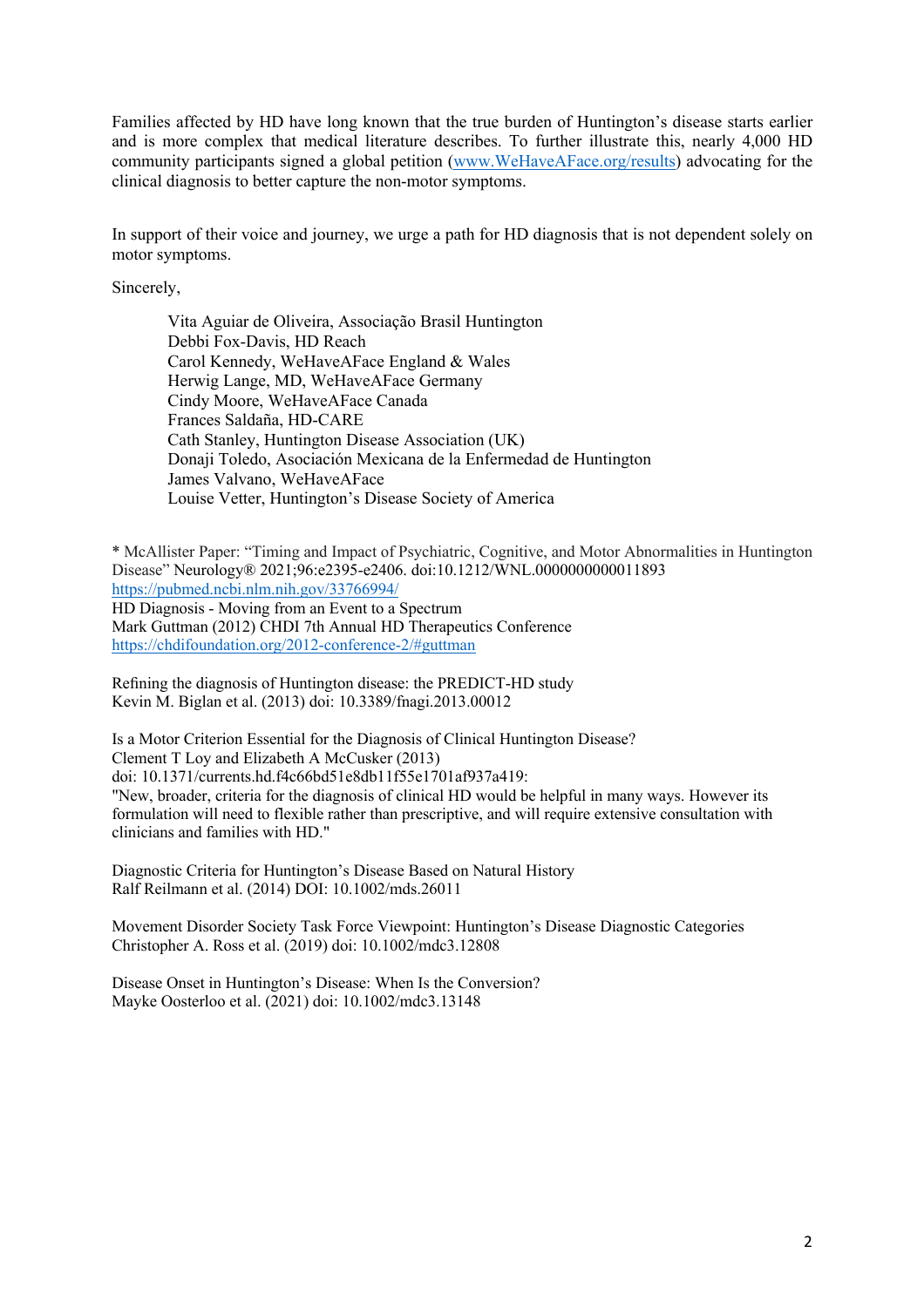Families affected by HD have long known that the true burden of Huntington's disease starts earlier and is more complex that medical literature describes. To further illustrate this, nearly 4,000 HD community participants signed a global petition ([www.WeHaveAFace.org/results](www.WeHaveAFace.org/results)) advocating for the clinical diagnosis to better capture the non-motor symptoms.

In support of their voice and journey, we urge a path for HD diagnosis that is not dependent solely on motor symptoms.

Sincerely,

Vita Aguiar de Oliveira, Associação Brasil Huntington
Debbi Fox-Davis, HD Reach
Carol Kennedy, WeHaveAFace England & Wales
Herwig Lange, MD, WeHaveAFace Germany
Cindy Moore, WeHaveAFace Canada
Frances Saldaña, HD-CARE
Cath Stanley, Huntington Disease Association (UK)
Donaji Toledo, Asociación Mexicana de la Enfermedad de Huntington
James Valvano, WeHaveAFace
Louise Vetter, Huntington's Disease Society of America

* McAllister Paper: "Timing and Impact of Psychiatric, Cognitive, and Motor Abnormalities in Huntington Disease" Neurology® 2021;96:e2395-e2406. doi:10.1212/WNL.0000000000011893
[https://pubmed.ncbi.nlm.nih.gov/33766994/](https://pubmed.ncbi.nlm.nih.gov/33766994/)
HD Diagnosis - Moving from an Event to a Spectrum
Mark Guttman (2012) CHDI 7th Annual HD Therapeutics Conference
[https://chdifoundation.org/2012-conference-2/#guttman](https://chdifoundation.org/2012-conference-2/#guttman)

Refining the diagnosis of Huntington disease: the PREDICT-HD study
Kevin M. Biglan et al. (2013) doi: 10.3389/fnagi.2013.00012

Is a Motor Criterion Essential for the Diagnosis of Clinical Huntington Disease?
Clement T Loy and Elizabeth A McCusker (2013)
doi: 10.1371/currents.hd.f4c66bd51e8db11f55e1701af937a419:
"New, broader, criteria for the diagnosis of clinical HD would be helpful in many ways. However its formulation will need to flexible rather than prescriptive, and will require extensive consultation with clinicians and families with HD."

Diagnostic Criteria for Huntington's Disease Based on Natural History
Ralf Reilmann et al. (2014) DOI: 10.1002/mds.26011

Movement Disorder Society Task Force Viewpoint: Huntington's Disease Diagnostic Categories
Christopher A. Ross et al. (2019) doi: 10.1002/mdc3.12808

Disease Onset in Huntington's Disease: When Is the Conversion?
Mayke Oosterloo et al. (2021) doi: 10.1002/mdc3.13148